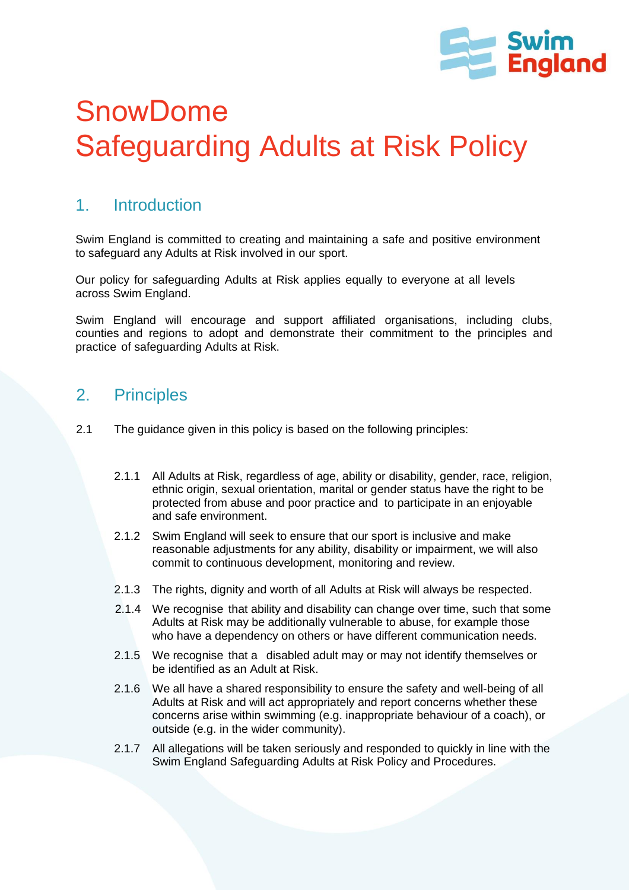# SnowDome
# Safeguarding Adults at Risk Policy

## 1. Introduction

Swim England is committed to creating and maintaining a safe and positive environment to safeguard any Adults at Risk involved in our sport.

Our policy for safeguarding Adults at Risk applies equally to everyone at all levels across Swim England.

Swim England will encourage and support affiliated organisations, including clubs, counties and regions to adopt and demonstrate their commitment to the principles and practice of safeguarding Adults at Risk.

## 2. Principles

2.1 The guidance given in this policy is based on the following principles:

2.1.1 All Adults at Risk, regardless of age, ability or disability, gender, race, religion, ethnic origin, sexual orientation, marital or gender status have the right to be protected from abuse and poor practice and to participate in an enjoyable and safe environment.

2.1.2 Swim England will seek to ensure that our sport is inclusive and make reasonable adjustments for any ability, disability or impairment, we will also commit to continuous development, monitoring and review.

2.1.3 The rights, dignity and worth of all Adults at Risk will always be respected.

2.1.4 We recognise that ability and disability can change over time, such that some Adults at Risk may be additionally vulnerable to abuse, for example those who have a dependency on others or have different communication needs.

2.1.5 We recognise that a disabled adult may or may not identify themselves or be identified as an Adult at Risk.

2.1.6 We all have a shared responsibility to ensure the safety and well-being of all Adults at Risk and will act appropriately and report concerns whether these concerns arise within swimming (e.g. inappropriate behaviour of a coach), or outside (e.g. in the wider community).

2.1.7 All allegations will be taken seriously and responded to quickly in line with the Swim England Safeguarding Adults at Risk Policy and Procedures.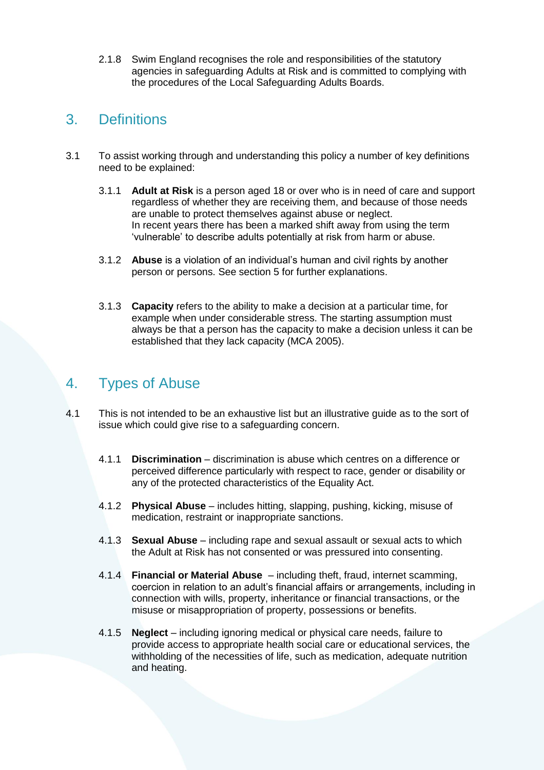2.1.8 Swim England recognises the role and responsibilities of the statutory agencies in safeguarding Adults at Risk and is committed to complying with the procedures of the Local Safeguarding Adults Boards.

## 3. Definitions

3.1 To assist working through and understanding this policy a number of key definitions need to be explained:

3.1.1 **Adult at Risk** is a person aged 18 or over who is in need of care and support regardless of whether they are receiving them, and because of those needs are unable to protect themselves against abuse or neglect. In recent years there has been a marked shift away from using the term 'vulnerable' to describe adults potentially at risk from harm or abuse.

3.1.2 **Abuse** is a violation of an individual's human and civil rights by another person or persons. See section 5 for further explanations.

3.1.3 **Capacity** refers to the ability to make a decision at a particular time, for example when under considerable stress. The starting assumption must always be that a person has the capacity to make a decision unless it can be established that they lack capacity (MCA 2005).

## 4. Types of Abuse

4.1 This is not intended to be an exhaustive list but an illustrative guide as to the sort of issue which could give rise to a safeguarding concern.

4.1.1 **Discrimination** – discrimination is abuse which centres on a difference or perceived difference particularly with respect to race, gender or disability or any of the protected characteristics of the Equality Act.

4.1.2 **Physical Abuse** – includes hitting, slapping, pushing, kicking, misuse of medication, restraint or inappropriate sanctions.

4.1.3 **Sexual Abuse** – including rape and sexual assault or sexual acts to which the Adult at Risk has not consented or was pressured into consenting.

4.1.4 **Financial or Material Abuse** – including theft, fraud, internet scamming, coercion in relation to an adult's financial affairs or arrangements, including in connection with wills, property, inheritance or financial transactions, or the misuse or misappropriation of property, possessions or benefits.

4.1.5 **Neglect** – including ignoring medical or physical care needs, failure to provide access to appropriate health social care or educational services, the withholding of the necessities of life, such as medication, adequate nutrition and heating.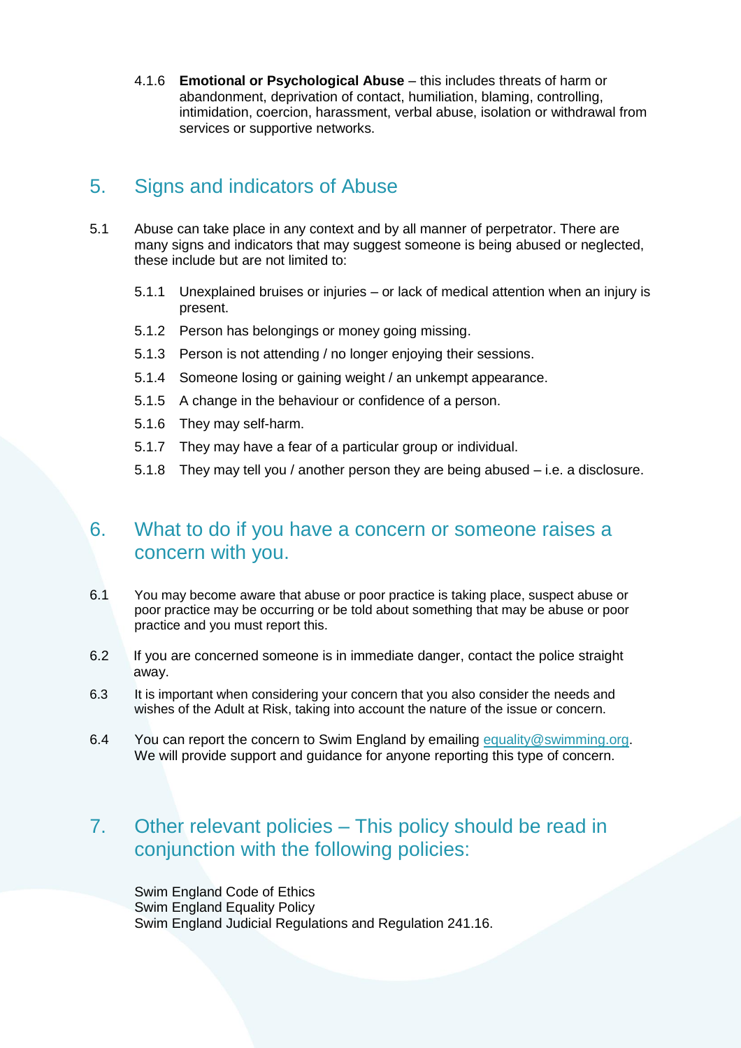4.1.6 **Emotional or Psychological Abuse** – this includes threats of harm or abandonment, deprivation of contact, humiliation, blaming, controlling, intimidation, coercion, harassment, verbal abuse, isolation or withdrawal from services or supportive networks.

## 5. Signs and indicators of Abuse

5.1 Abuse can take place in any context and by all manner of perpetrator. There are many signs and indicators that may suggest someone is being abused or neglected, these include but are not limited to:

5.1.1 Unexplained bruises or injuries – or lack of medical attention when an injury is present.

5.1.2 Person has belongings or money going missing.

5.1.3 Person is not attending / no longer enjoying their sessions.

5.1.4 Someone losing or gaining weight / an unkempt appearance.

5.1.5 A change in the behaviour or confidence of a person.

5.1.6 They may self-harm.

5.1.7 They may have a fear of a particular group or individual.

5.1.8 They may tell you / another person they are being abused – i.e. a disclosure.

## 6. What to do if you have a concern or someone raises a concern with you.

6.1 You may become aware that abuse or poor practice is taking place, suspect abuse or poor practice may be occurring or be told about something that may be abuse or poor practice and you must report this.

6.2 If you are concerned someone is in immediate danger, contact the police straight away.

6.3 It is important when considering your concern that you also consider the needs and wishes of the Adult at Risk, taking into account the nature of the issue or concern.

6.4 You can report the concern to Swim England by emailing equality@swimming.org. We will provide support and guidance for anyone reporting this type of concern.

## 7. Other relevant policies – This policy should be read in conjunction with the following policies:

Swim England Code of Ethics
Swim England Equality Policy
Swim England Judicial Regulations and Regulation 241.16.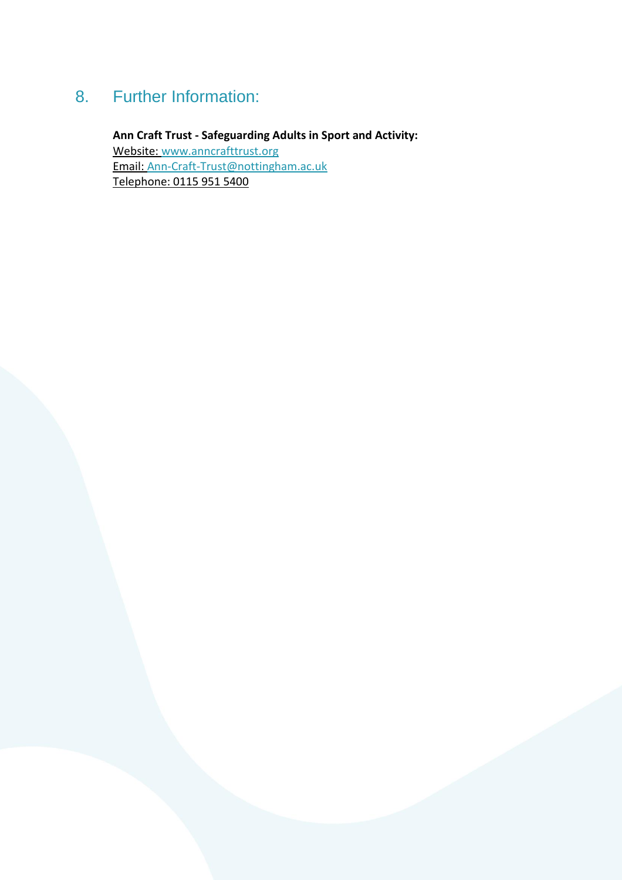## 8. Further Information:

**Ann Craft Trust - Safeguarding Adults in Sport and Activity:**
Website: www.anncrafttrust.org
Email: Ann-Craft-Trust@nottingham.ac.uk
Telephone: 0115 951 5400